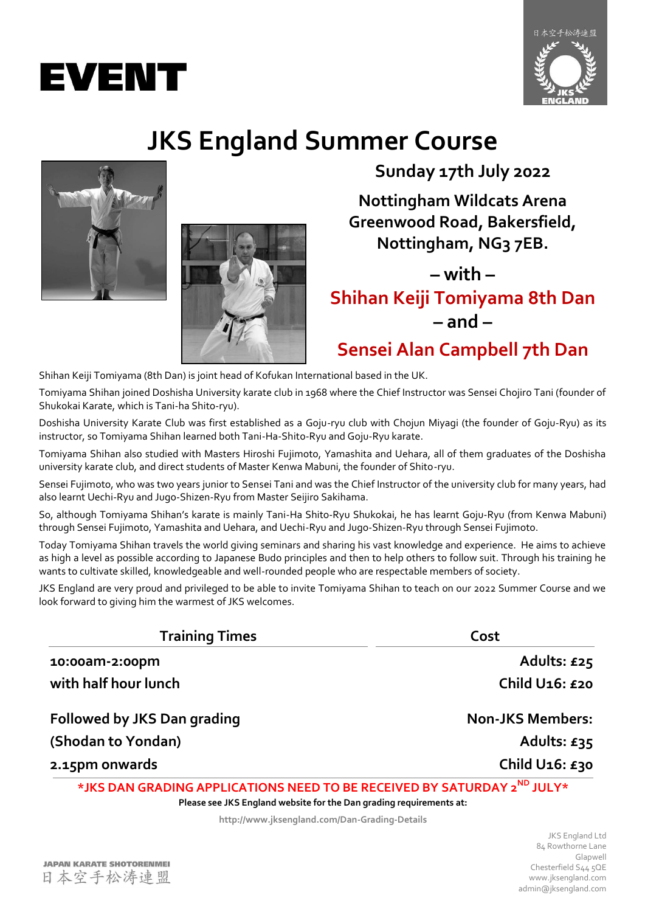# EVENT

日本空手松涛連盟 JKS ENGLAND

## JKS England Summer Course

**Sunday 17th July 2022**

**Nottingham Wildcats Arena**
**Greenwood Road, Bakersfield,**
**Nottingham, NG3 7EB.**

**– with –**

**Shihan Keiji Tomiyama 8th Dan**

**– and –**

**Sensei Alan Campbell 7th Dan**

Shihan Keiji Tomiyama (8th Dan) is joint head of Kofukan International based in the UK.

Tomiyama Shihan joined Doshisha University karate club in 1968 where the Chief Instructor was Sensei Chojiro Tani (founder of Shukokai Karate, which is Tani-ha Shito-ryu).

Doshisha University Karate Club was first established as a Goju-ryu club with Chojun Miyagi (the founder of Goju-Ryu) as its instructor, so Tomiyama Shihan learned both Tani-Ha-Shito-Ryu and Goju-Ryu karate.

Tomiyama Shihan also studied with Masters Hiroshi Fujimoto, Yamashita and Uehara, all of them graduates of the Doshisha university karate club, and direct students of Master Kenwa Mabuni, the founder of Shito-ryu.

Sensei Fujimoto, who was two years junior to Sensei Tani and was the Chief Instructor of the university club for many years, had also learnt Uechi-Ryu and Jugo-Shizen-Ryu from Master Seijiro Sakihama.

So, although Tomiyama Shihan's karate is mainly Tani-Ha Shito-Ryu Shukokai, he has learnt Goju-Ryu (from Kenwa Mabuni) through Sensei Fujimoto, Yamashita and Uehara, and Uechi-Ryu and Jugo-Shizen-Ryu through Sensei Fujimoto.

Today Tomiyama Shihan travels the world giving seminars and sharing his vast knowledge and experience. He aims to achieve as high a level as possible according to Japanese Budo principles and then to help others to follow suit. Through his training he wants to cultivate skilled, knowledgeable and well-rounded people who are respectable members of society.

JKS England are very proud and privileged to be able to invite Tomiyama Shihan to teach on our 2022 Summer Course and we look forward to giving him the warmest of JKS welcomes.

| Training Times | Cost |
|---|---|
| **10:00am-2:00pm** | **Adults: £25** |
| **with half hour lunch** | **Child U16: £20** |
| **Followed by JKS Dan grading** | **Non-JKS Members:** |
| **(Shodan to Yondan)** | **Adults: £35** |
| **2.15pm onwards** | **Child U16: £30** |

**\*JKS DAN GRADING APPLICATIONS NEED TO BE RECEIVED BY SATURDAY 2ND JULY\***

**Please see JKS England website for the Dan grading requirements at:**

http://www.jksengland.com/Dan-Grading-Details

JAPAN KARATE SHOTORENMEI
日本空手松涛連盟

JKS England Ltd
84 Rowthorne Lane
Glapwell
Chesterfield S44 5QE
www.jksengland.com
admin@jksengland.com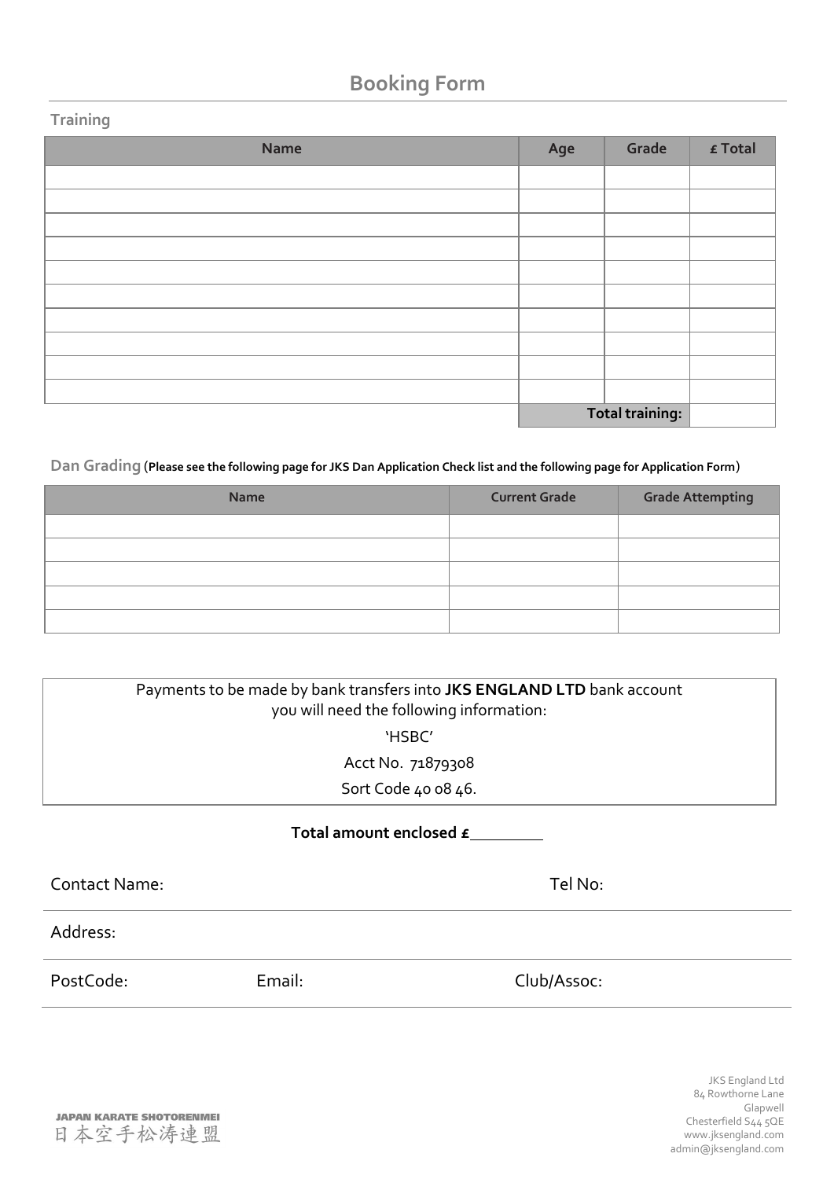# Booking Form

## Training

| Name | Age | Grade | £ Total |
|---|---|---|---|
| | | | |
| | | | |
| | | | |
| | | | |
| | | | |
| | | | |
| | | | |
| | | | |
| | | | |
| | | | |
| | | **Total training:** | |

## Dan Grading (**Please see the following page for JKS Dan Application Check list and the following page for Application Form**)

| Name | Current Grade | Grade Attempting |
|---|---|---|
| | | |
| | | |
| | | |
| | | |
| | | |

Payments to be made by bank transfers into **JKS ENGLAND LTD** bank account
you will need the following information:

'HSBC'

Acct No. 71879308

Sort Code 40 08 46.

**Total amount enclosed £**\_\_\_\_\_\_\_\_\_

Contact Name: Tel No:

Address:

PostCode: Email: Club/Assoc:

JAPAN KARATE SHOTORENMEI
日本空手松涛連盟

JKS England Ltd
84 Rowthorne Lane
Glapwell
Chesterfield S44 5QE
www.jksengland.com
admin@jksengland.com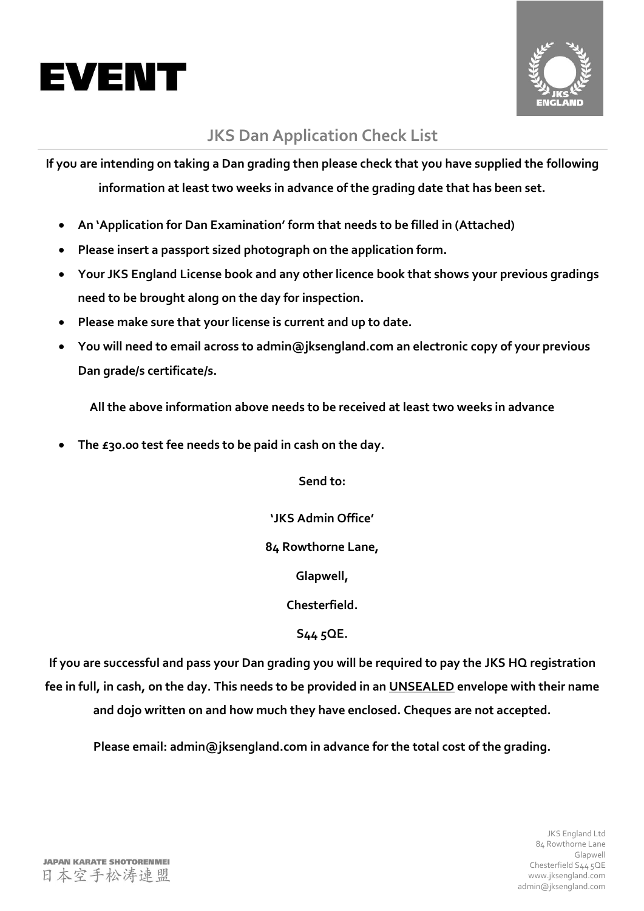# EVENT

## JKS Dan Application Check List

**If you are intending on taking a Dan grading then please check that you have supplied the following information at least two weeks in advance of the grading date that has been set.**

- **An 'Application for Dan Examination' form that needs to be filled in (Attached)**
- **Please insert a passport sized photograph on the application form.**
- **Your JKS England License book and any other licence book that shows your previous gradings need to be brought along on the day for inspection.**
- **Please make sure that your license is current and up to date.**
- **You will need to email across to admin@jksengland.com an electronic copy of your previous Dan grade/s certificate/s.**

**All the above information above needs to be received at least two weeks in advance**

- **The £30.00 test fee needs to be paid in cash on the day.**

**Send to:**

**'JKS Admin Office'**

**84 Rowthorne Lane,**

**Glapwell,**

**Chesterfield.**

**S44 5QE.**

**If you are successful and pass your Dan grading you will be required to pay the JKS HQ registration fee in full, in cash, on the day. This needs to be provided in an <u>UNSEALED</u> envelope with their name and dojo written on and how much they have enclosed. Cheques are not accepted.**

**Please email: admin@jksengland.com in advance for the total cost of the grading.**

JAPAN KARATE SHOTORENMEI
日本空手松涛連盟

JKS England Ltd
84 Rowthorne Lane
Glapwell
Chesterfield S44 5QE
www.jksengland.com
admin@jksengland.com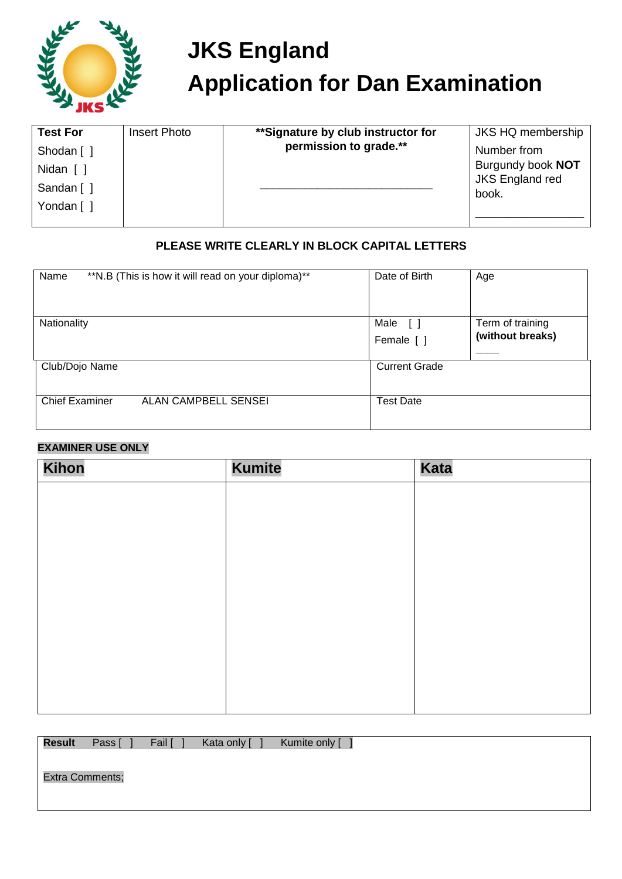# JKS England

# Application for Dan Examination

| Test For | Insert Photo | **Signature by club instructor for permission to grade.** | JKS HQ membership Number from Burgundy book **NOT** JKS England red book. |
|---|---|---|---|
| Shodan [ ]<br>Nidan [ ]<br>Sandan [ ]<br>Yondan [ ] | | ___________________________ | _________________ |

**PLEASE WRITE CLEARLY IN BLOCK CAPITAL LETTERS**

| Name **N.B (This is how it will read on your diploma)** | Date of Birth | Age |
|---|---|---|
| Nationality | Male [ ]<br>Female [ ] | Term of training **(without breaks)**<br>____ |
| Club/Dojo Name | Current Grade | |
| Chief Examiner ALAN CAMPBELL SENSEI | Test Date | |

**EXAMINER USE ONLY**

| **Kihon** | **Kumite** | **Kata** |
|---|---|---|
| | | |

**Result** Pass [ ] Fail [ ] Kata only [ ] Kumite only [ ]

Extra Comments;